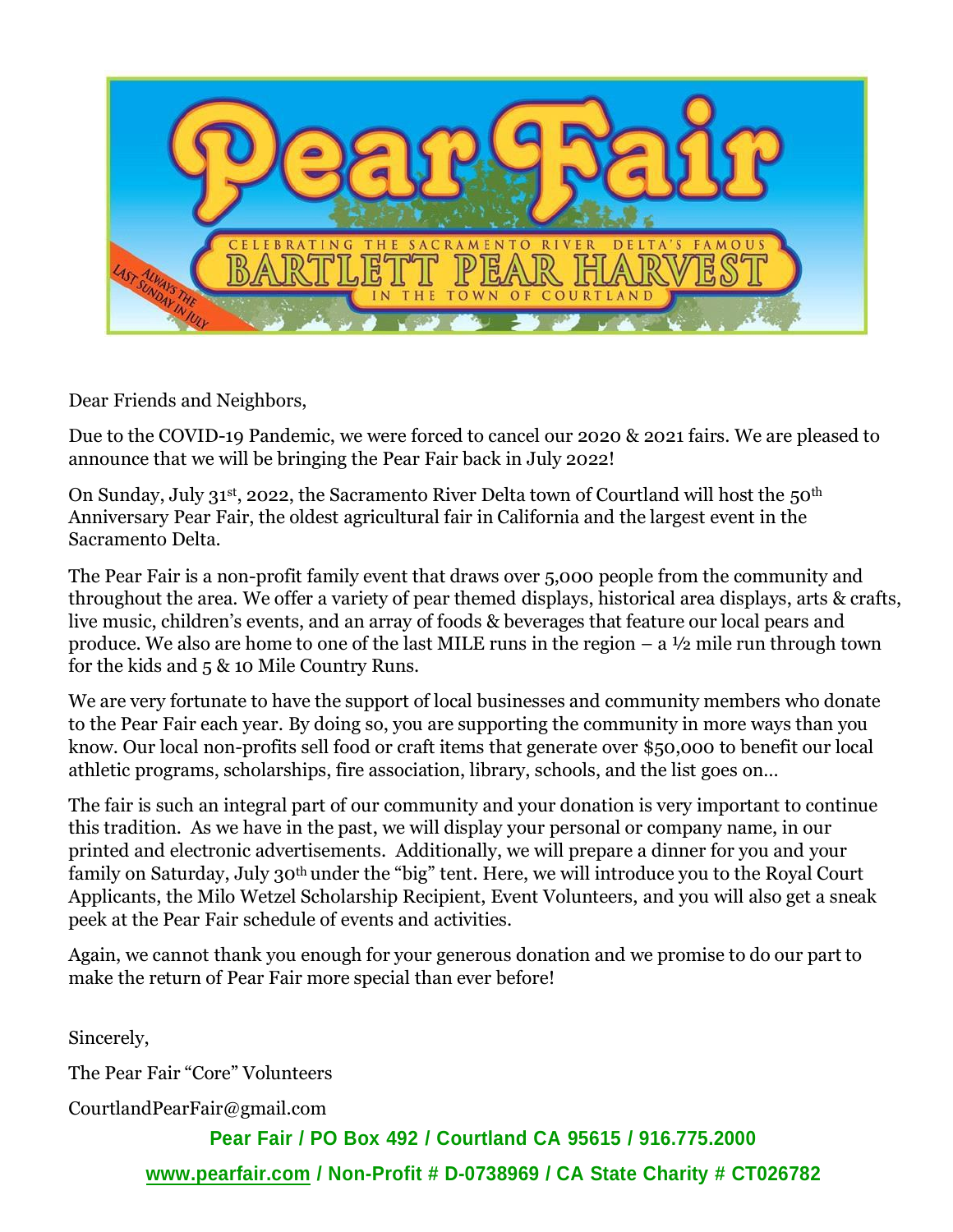# Pear Fair

CELEBRATING THE SACRAMENTO RIVER DELTA'S FAMOUS

## BARTLETT PEAR HARVEST

IN THE TOWN OF COURTLAND

ALWAYS THE LAST SUNDAY IN JULY

Dear Friends and Neighbors,

Due to the COVID-19 Pandemic, we were forced to cancel our 2020 & 2021 fairs. We are pleased to announce that we will be bringing the Pear Fair back in July 2022!

On Sunday, July 31st, 2022, the Sacramento River Delta town of Courtland will host the 50th Anniversary Pear Fair, the oldest agricultural fair in California and the largest event in the Sacramento Delta.

The Pear Fair is a non-profit family event that draws over 5,000 people from the community and throughout the area. We offer a variety of pear themed displays, historical area displays, arts & crafts, live music, children's events, and an array of foods & beverages that feature our local pears and produce. We also are home to one of the last MILE runs in the region – a ½ mile run through town for the kids and 5 & 10 Mile Country Runs.

We are very fortunate to have the support of local businesses and community members who donate to the Pear Fair each year. By doing so, you are supporting the community in more ways than you know. Our local non-profits sell food or craft items that generate over $50,000 to benefit our local athletic programs, scholarships, fire association, library, schools, and the list goes on…

The fair is such an integral part of our community and your donation is very important to continue this tradition. As we have in the past, we will display your personal or company name, in our printed and electronic advertisements. Additionally, we will prepare a dinner for you and your family on Saturday, July 30th under the "big" tent. Here, we will introduce you to the Royal Court Applicants, the Milo Wetzel Scholarship Recipient, Event Volunteers, and you will also get a sneak peek at the Pear Fair schedule of events and activities.

Again, we cannot thank you enough for your generous donation and we promise to do our part to make the return of Pear Fair more special than ever before!

Sincerely,

The Pear Fair "Core" Volunteers

CourtlandPearFair@gmail.com

**Pear Fair / PO Box 492 / Courtland CA 95615 / 916.775.2000**

**www.pearfair.com / Non-Profit # D-0738969 / CA State Charity # CT026782**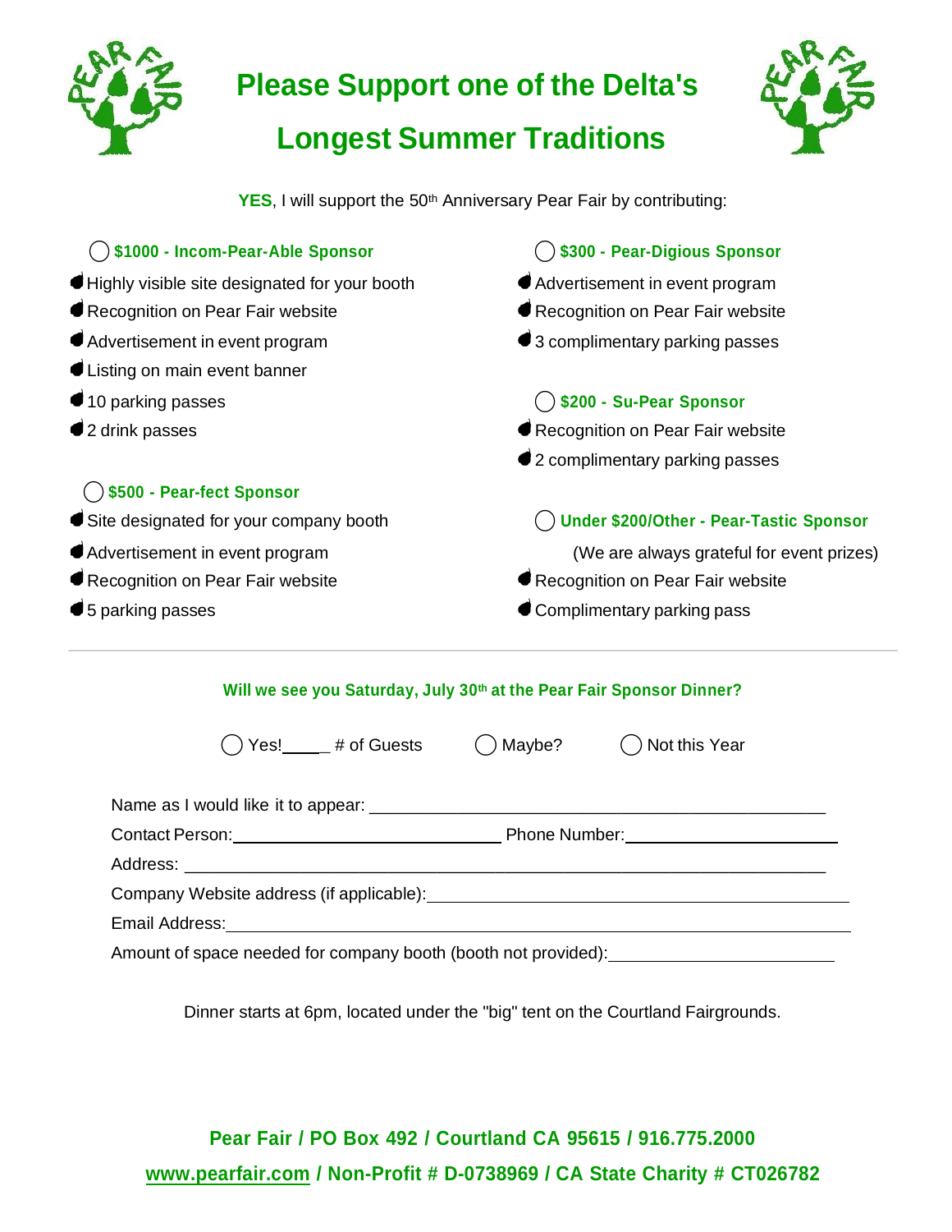# Please Support one of the Delta's Longest Summer Traditions

**YES**, I will support the 50th Anniversary Pear Fair by contributing:

◯ **$1000 - Incom-Pear-Able Sponsor**

- Highly visible site designated for your booth
- Recognition on Pear Fair website
- Advertisement in event program
- Listing on main event banner
- 10 parking passes
- 2 drink passes

◯ **$500 - Pear-fect Sponsor**

- Site designated for your company booth
- Advertisement in event program
- Recognition on Pear Fair website
- 5 parking passes

◯ **$300 - Pear-Digious Sponsor**

- Advertisement in event program
- Recognition on Pear Fair website
- 3 complimentary parking passes

◯ **$200 - Su-Pear Sponsor**

- Recognition on Pear Fair website
- 2 complimentary parking passes

◯ **Under $200/Other - Pear-Tastic Sponsor**

(We are always grateful for event prizes)

- Recognition on Pear Fair website
- Complimentary parking pass

---

**Will we see you Saturday, July 30th at the Pear Fair Sponsor Dinner?**

◯ Yes!\_\_\_\_\_ # of Guests ◯ Maybe? ◯ Not this Year

Name as I would like it to appear: ______________________________________________

Contact Person: ____________________________ Phone Number: ______________________

Address: __________________________________________________________________

Company Website address (if applicable): _____________________________________________

Email Address: ______________________________________________________________

Amount of space needed for company booth (booth not provided): _______________________

Dinner starts at 6pm, located under the "big" tent on the Courtland Fairgrounds.

**Pear Fair / PO Box 492 / Courtland CA 95615 / 916.775.2000**

**www.pearfair.com / Non-Profit # D-0738969 / CA State Charity # CT026782**